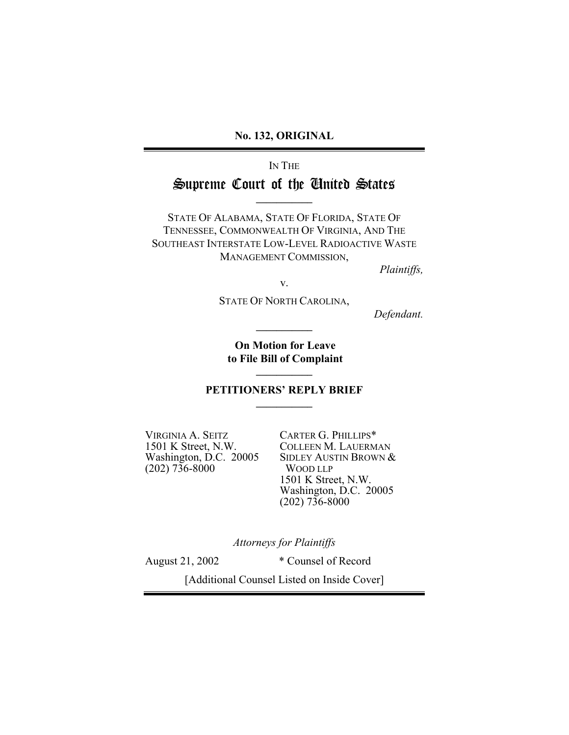**No. 132, ORIGINAL**

IN THE

# Supreme Court of the United States

---

STATE OF ALABAMA, STATE OF FLORIDA, STATE OF TENNESSEE, COMMONWEALTH OF VIRGINIA, AND THE SOUTHEAST INTERSTATE LOW-LEVEL RADIOACTIVE WASTE MANAGEMENT COMMISSION,

*Plaintiffs,*

v.

STATE OF NORTH CAROLINA,

*Defendant.*

---

**On Motion for Leave to File Bill of Complaint**

---

**PETITIONERS' REPLY BRIEF**

---

VIRGINIA A. SEITZ
1501 K Street, N.W.
Washington, D.C. 20005
(202) 736-8000

CARTER G. PHILLIPS*
COLLEEN M. LAUERMAN
SIDLEY AUSTIN BROWN & WOOD LLP
1501 K Street, N.W.
Washington, D.C. 20005
(202) 736-8000

*Attorneys for Plaintiffs*

August 21, 2002

\* Counsel of Record

[Additional Counsel Listed on Inside Cover]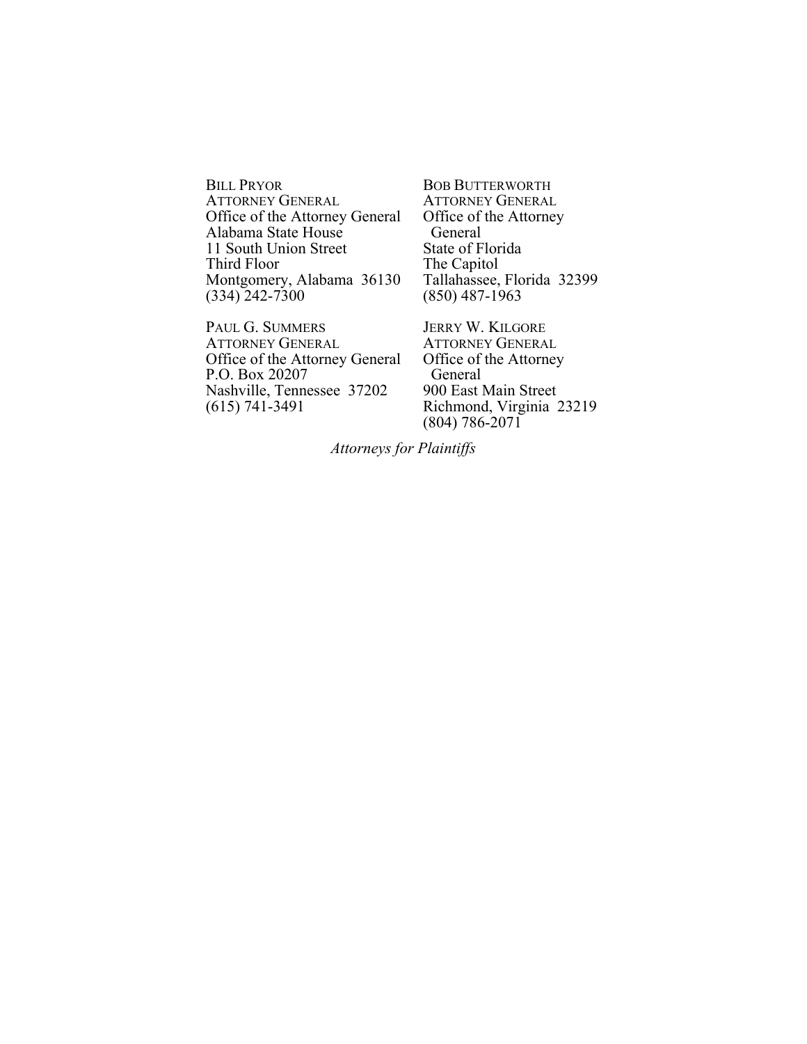BILL PRYOR
ATTORNEY GENERAL
Office of the Attorney General
Alabama State House
11 South Union Street
Third Floor
Montgomery, Alabama 36130
(334) 242-7300

BOB BUTTERWORTH
ATTORNEY GENERAL
Office of the Attorney General
State of Florida
The Capitol
Tallahassee, Florida 32399
(850) 487-1963

PAUL G. SUMMERS
ATTORNEY GENERAL
Office of the Attorney General
P.O. Box 20207
Nashville, Tennessee 37202
(615) 741-3491

JERRY W. KILGORE
ATTORNEY GENERAL
Office of the Attorney General
900 East Main Street
Richmond, Virginia 23219
(804) 786-2071

*Attorneys for Plaintiffs*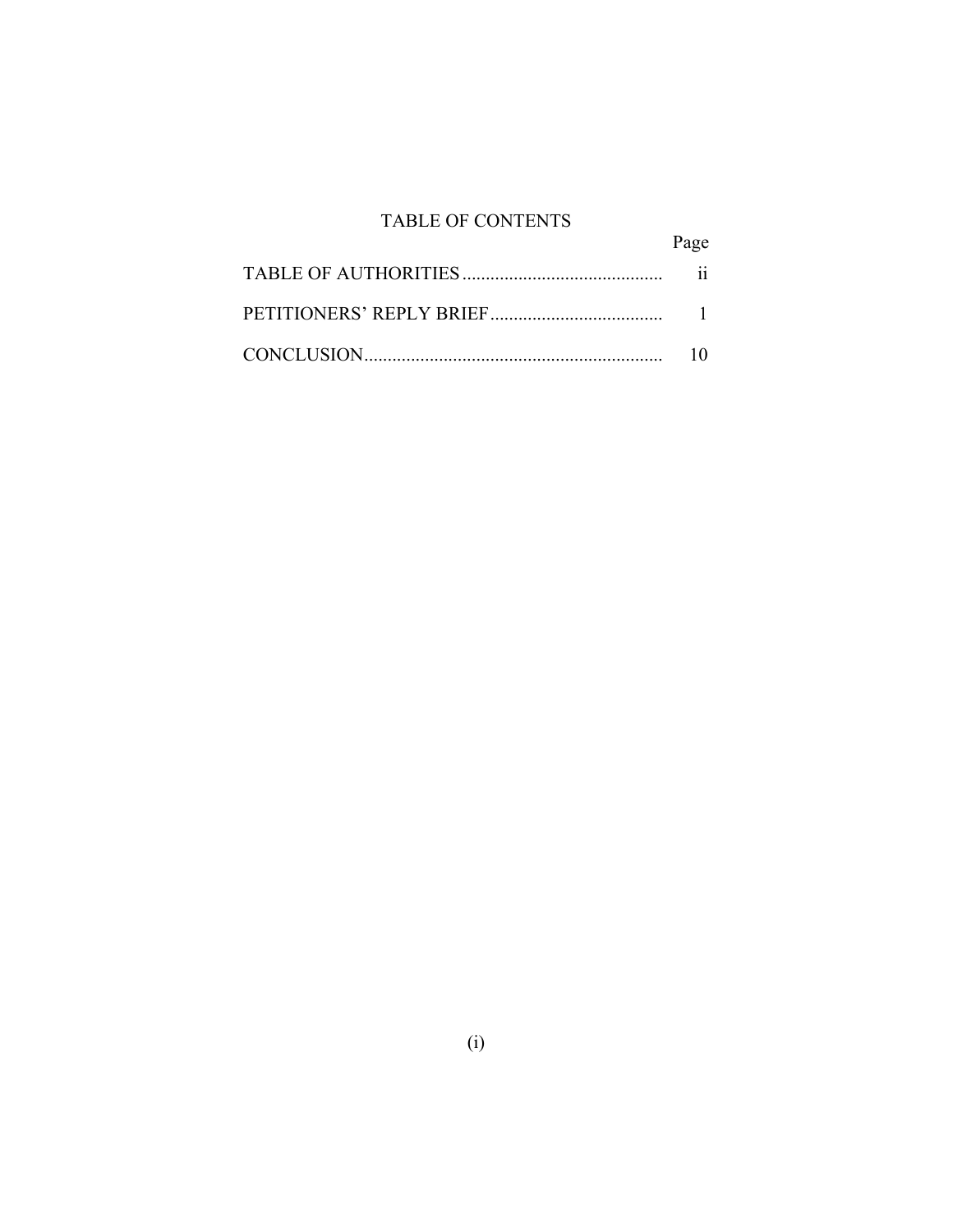# TABLE OF CONTENTS

| | Page |
|---|---|
| TABLE OF AUTHORITIES | ii |
| PETITIONERS' REPLY BRIEF | 1 |
| CONCLUSION | 10 |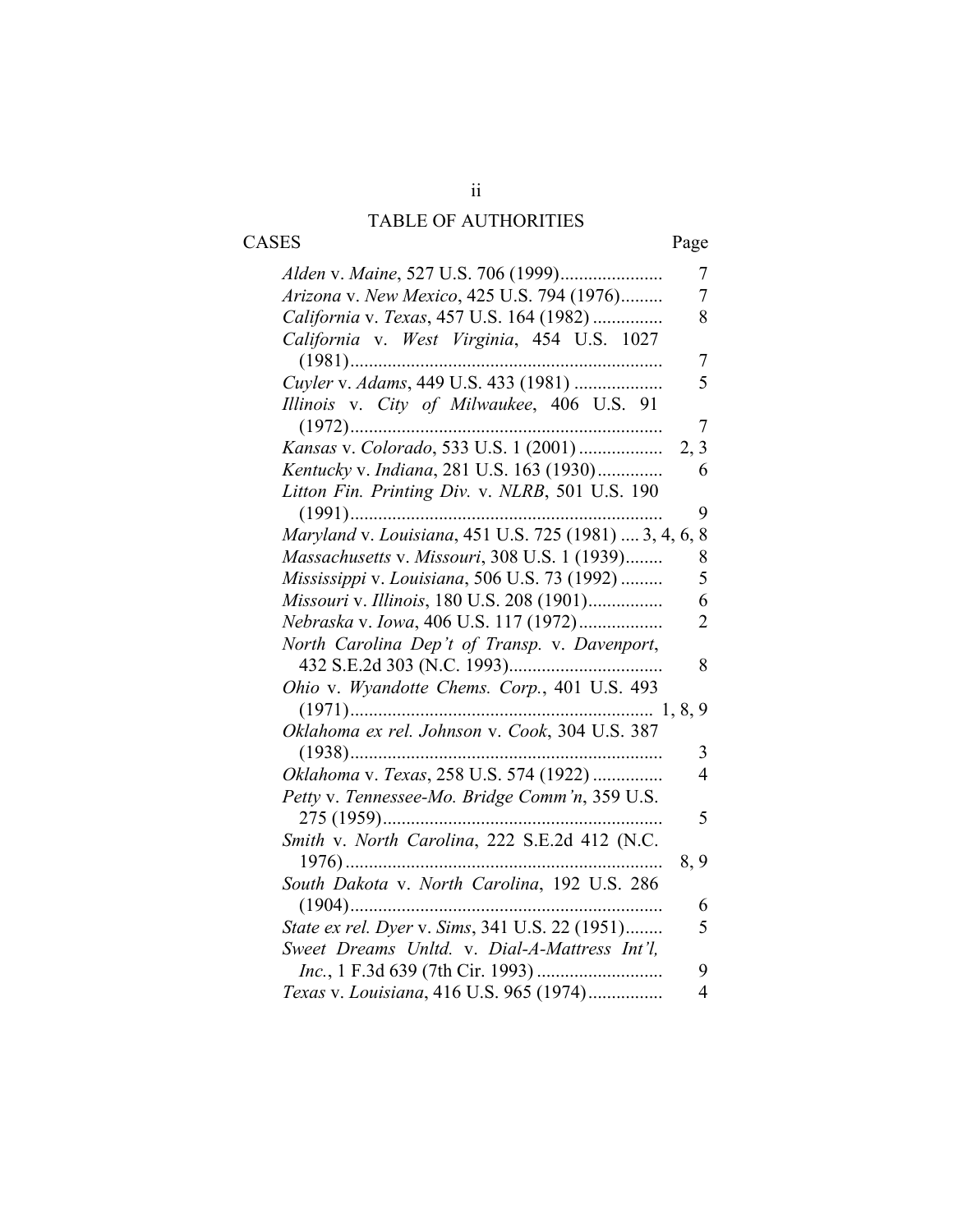# TABLE OF AUTHORITIES

| CASES | Page |
|---|---|
| *Alden* v. *Maine*, 527 U.S. 706 (1999) | 7 |
| *Arizona* v. *New Mexico*, 425 U.S. 794 (1976) | 7 |
| *California* v. *Texas*, 457 U.S. 164 (1982) | 8 |
| *California* v. *West Virginia*, 454 U.S. 1027 (1981) | 7 |
| *Cuyler* v. *Adams*, 449 U.S. 433 (1981) | 5 |
| *Illinois* v. *City of Milwaukee*, 406 U.S. 91 (1972) | 7 |
| *Kansas* v. *Colorado*, 533 U.S. 1 (2001) | 2, 3 |
| *Kentucky* v. *Indiana*, 281 U.S. 163 (1930) | 6 |
| *Litton Fin. Printing Div.* v. *NLRB*, 501 U.S. 190 (1991) | 9 |
| *Maryland* v. *Louisiana*, 451 U.S. 725 (1981) | 3, 4, 6, 8 |
| *Massachusetts* v. *Missouri*, 308 U.S. 1 (1939) | 8 |
| *Mississippi* v. *Louisiana*, 506 U.S. 73 (1992) | 5 |
| *Missouri* v. *Illinois*, 180 U.S. 208 (1901) | 6 |
| *Nebraska* v. *Iowa*, 406 U.S. 117 (1972) | 2 |
| *North Carolina Dep't of Transp.* v. *Davenport*, 432 S.E.2d 303 (N.C. 1993) | 8 |
| *Ohio* v. *Wyandotte Chems. Corp.*, 401 U.S. 493 (1971) | 1, 8, 9 |
| *Oklahoma ex rel. Johnson* v. *Cook*, 304 U.S. 387 (1938) | 3 |
| *Oklahoma* v. *Texas*, 258 U.S. 574 (1922) | 4 |
| *Petty* v. *Tennessee-Mo. Bridge Comm'n*, 359 U.S. 275 (1959) | 5 |
| *Smith* v. *North Carolina*, 222 S.E.2d 412 (N.C. 1976) | 8, 9 |
| *South Dakota* v. *North Carolina*, 192 U.S. 286 (1904) | 6 |
| *State ex rel. Dyer* v. *Sims*, 341 U.S. 22 (1951) | 5 |
| *Sweet Dreams Unltd.* v. *Dial-A-Mattress Int'l, Inc.*, 1 F.3d 639 (7th Cir. 1993) | 9 |
| *Texas* v. *Louisiana*, 416 U.S. 965 (1974) | 4 |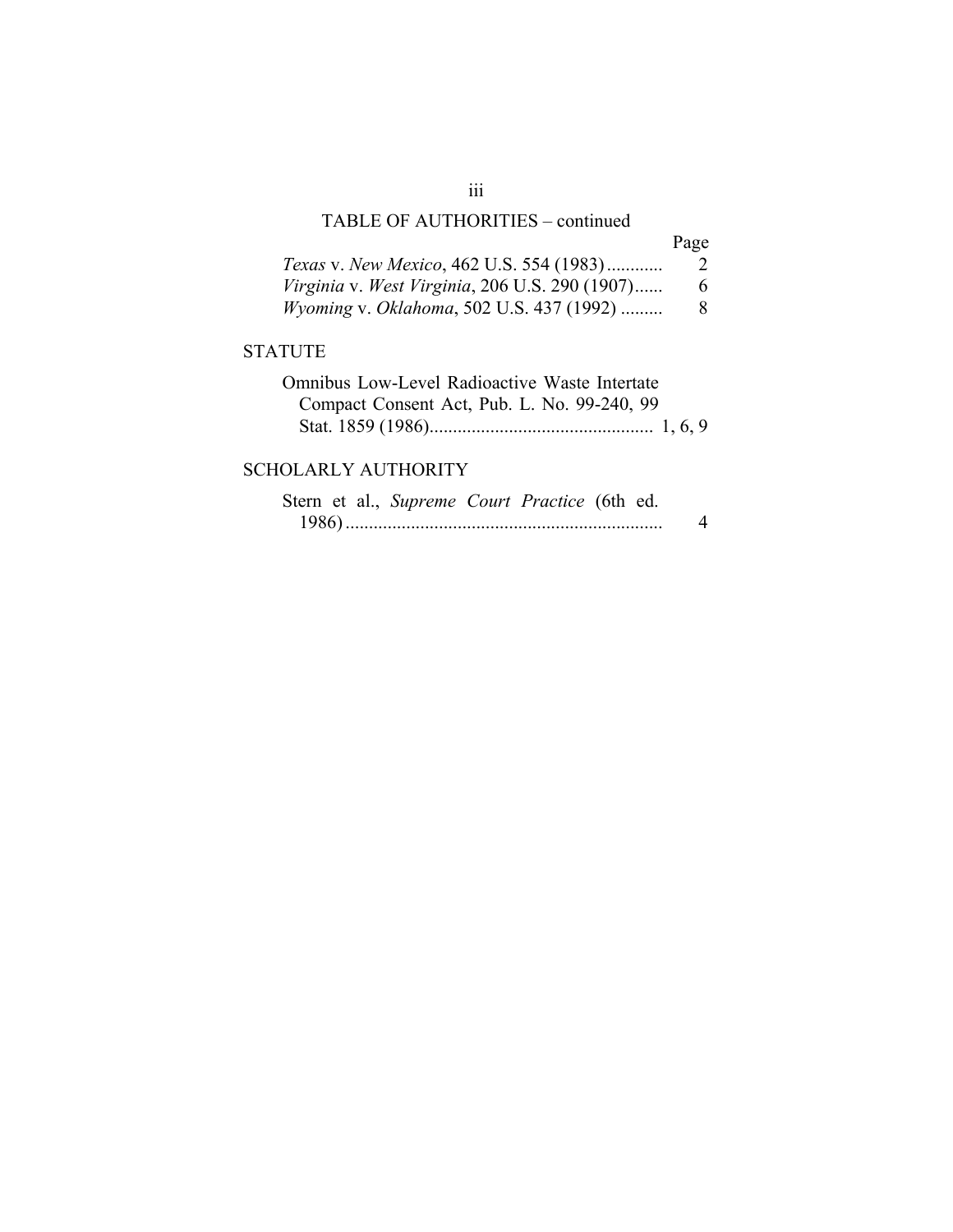TABLE OF AUTHORITIES – continued

| | Page |
|---|---|
| *Texas* v. *New Mexico*, 462 U.S. 554 (1983) | 2 |
| *Virginia* v. *West Virginia*, 206 U.S. 290 (1907) | 6 |
| *Wyoming* v. *Oklahoma*, 502 U.S. 437 (1992) | 8 |

STATUTE

| | |
|---|---|
| Omnibus Low-Level Radioactive Waste Intertate Compact Consent Act, Pub. L. No. 99-240, 99 Stat. 1859 (1986) | 1, 6, 9 |

SCHOLARLY AUTHORITY

| | |
|---|---|
| Stern et al., *Supreme Court Practice* (6th ed. 1986) | 4 |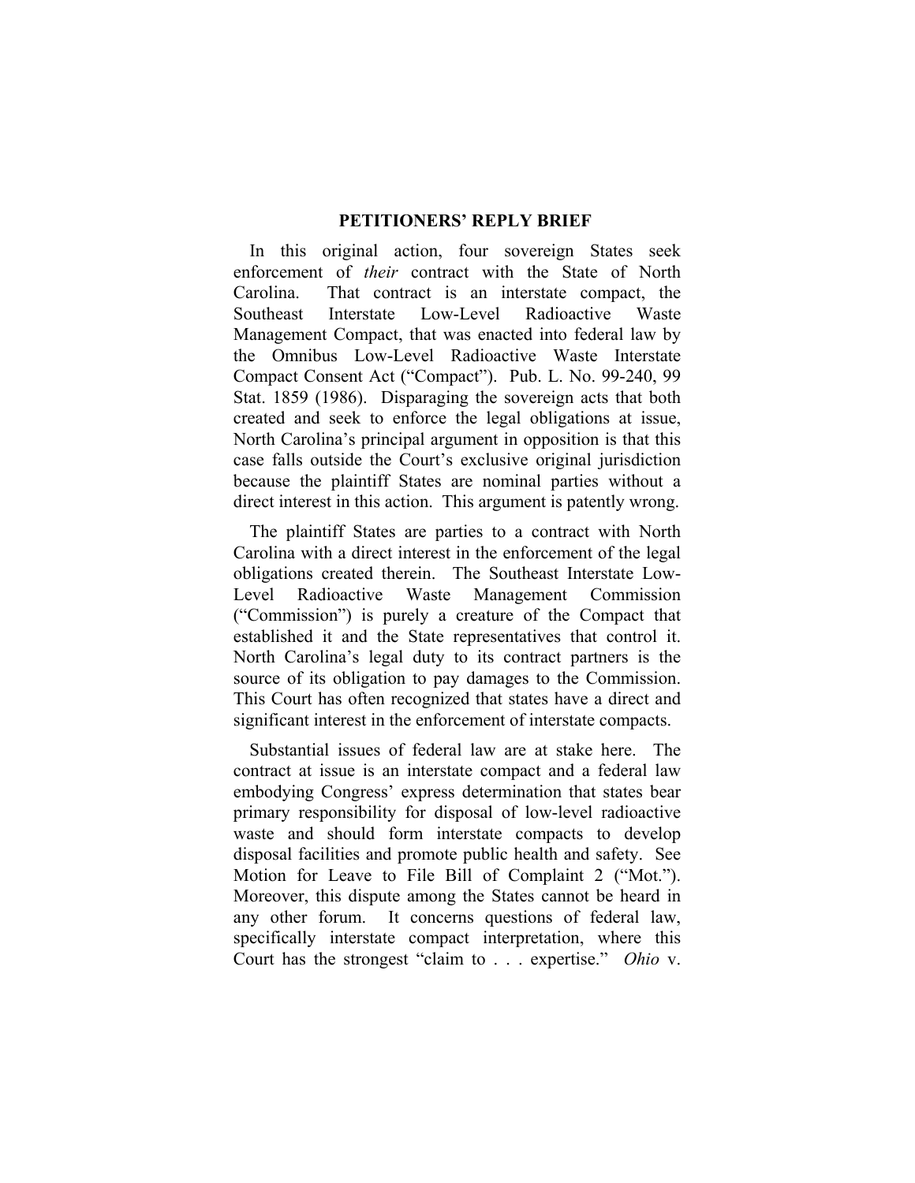# PETITIONERS' REPLY BRIEF

In this original action, four sovereign States seek enforcement of *their* contract with the State of North Carolina. That contract is an interstate compact, the Southeast Interstate Low-Level Radioactive Waste Management Compact, that was enacted into federal law by the Omnibus Low-Level Radioactive Waste Interstate Compact Consent Act ("Compact"). Pub. L. No. 99-240, 99 Stat. 1859 (1986). Disparaging the sovereign acts that both created and seek to enforce the legal obligations at issue, North Carolina's principal argument in opposition is that this case falls outside the Court's exclusive original jurisdiction because the plaintiff States are nominal parties without a direct interest in this action. This argument is patently wrong.

The plaintiff States are parties to a contract with North Carolina with a direct interest in the enforcement of the legal obligations created therein. The Southeast Interstate Low-Level Radioactive Waste Management Commission ("Commission") is purely a creature of the Compact that established it and the State representatives that control it. North Carolina's legal duty to its contract partners is the source of its obligation to pay damages to the Commission. This Court has often recognized that states have a direct and significant interest in the enforcement of interstate compacts.

Substantial issues of federal law are at stake here. The contract at issue is an interstate compact and a federal law embodying Congress' express determination that states bear primary responsibility for disposal of low-level radioactive waste and should form interstate compacts to develop disposal facilities and promote public health and safety. See Motion for Leave to File Bill of Complaint 2 ("Mot."). Moreover, this dispute among the States cannot be heard in any other forum. It concerns questions of federal law, specifically interstate compact interpretation, where this Court has the strongest "claim to . . . expertise." *Ohio* v.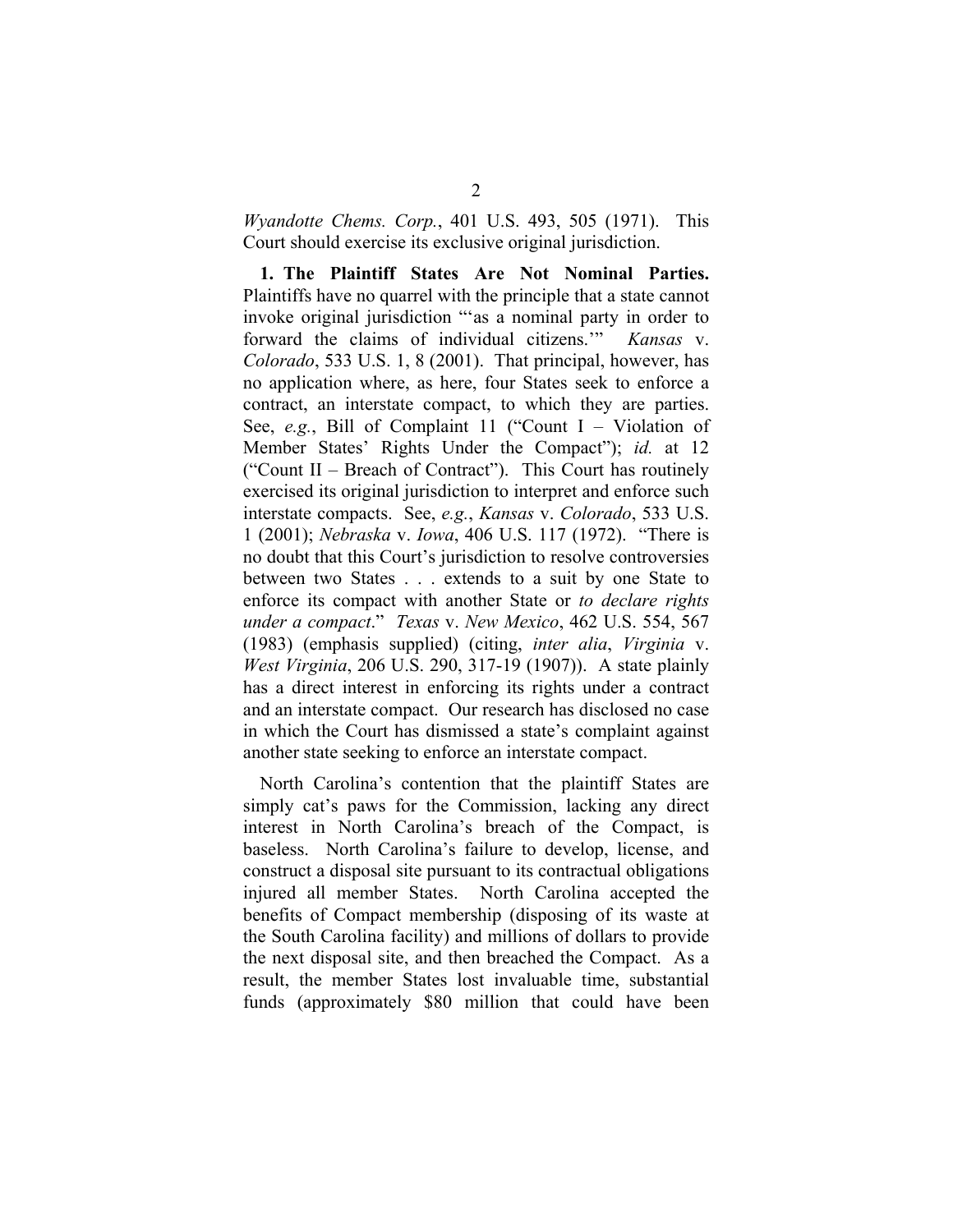*Wyandotte Chems. Corp.*, 401 U.S. 493, 505 (1971). This Court should exercise its exclusive original jurisdiction.

**1. The Plaintiff States Are Not Nominal Parties.** Plaintiffs have no quarrel with the principle that a state cannot invoke original jurisdiction "'as a nominal party in order to forward the claims of individual citizens.'" *Kansas* v. *Colorado*, 533 U.S. 1, 8 (2001). That principal, however, has no application where, as here, four States seek to enforce a contract, an interstate compact, to which they are parties. See, *e.g.*, Bill of Complaint 11 ("Count I – Violation of Member States' Rights Under the Compact"); *id.* at 12 ("Count II – Breach of Contract"). This Court has routinely exercised its original jurisdiction to interpret and enforce such interstate compacts. See, *e.g.*, *Kansas* v. *Colorado*, 533 U.S. 1 (2001); *Nebraska* v. *Iowa*, 406 U.S. 117 (1972). "There is no doubt that this Court's jurisdiction to resolve controversies between two States . . . extends to a suit by one State to enforce its compact with another State or *to declare rights under a compact*." *Texas* v. *New Mexico*, 462 U.S. 554, 567 (1983) (emphasis supplied) (citing, *inter alia*, *Virginia* v. *West Virginia*, 206 U.S. 290, 317-19 (1907)). A state plainly has a direct interest in enforcing its rights under a contract and an interstate compact. Our research has disclosed no case in which the Court has dismissed a state's complaint against another state seeking to enforce an interstate compact.

North Carolina's contention that the plaintiff States are simply cat's paws for the Commission, lacking any direct interest in North Carolina's breach of the Compact, is baseless. North Carolina's failure to develop, license, and construct a disposal site pursuant to its contractual obligations injured all member States. North Carolina accepted the benefits of Compact membership (disposing of its waste at the South Carolina facility) and millions of dollars to provide the next disposal site, and then breached the Compact. As a result, the member States lost invaluable time, substantial funds (approximately $80 million that could have been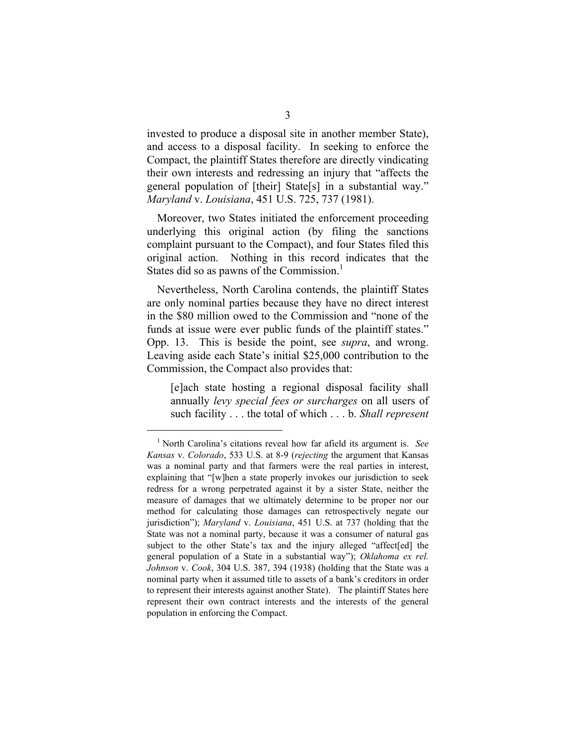invested to produce a disposal site in another member State), and access to a disposal facility. In seeking to enforce the Compact, the plaintiff States therefore are directly vindicating their own interests and redressing an injury that "affects the general population of [their] State[s] in a substantial way." *Maryland* v. *Louisiana*, 451 U.S. 725, 737 (1981).

Moreover, two States initiated the enforcement proceeding underlying this original action (by filing the sanctions complaint pursuant to the Compact), and four States filed this original action. Nothing in this record indicates that the States did so as pawns of the Commission.[1]

Nevertheless, North Carolina contends, the plaintiff States are only nominal parties because they have no direct interest in the $80 million owed to the Commission and "none of the funds at issue were ever public funds of the plaintiff states." Opp. 13. This is beside the point, see *supra*, and wrong. Leaving aside each State's initial $25,000 contribution to the Commission, the Compact also provides that:

> [e]ach state hosting a regional disposal facility shall annually *levy special fees or surcharges* on all users of such facility . . . the total of which . . . b. *Shall represent*

[1] North Carolina's citations reveal how far afield its argument is. *See Kansas* v. *Colorado*, 533 U.S. at 8-9 (*rejecting* the argument that Kansas was a nominal party and that farmers were the real parties in interest, explaining that "[w]hen a state properly invokes our jurisdiction to seek redress for a wrong perpetrated against it by a sister State, neither the measure of damages that we ultimately determine to be proper nor our method for calculating those damages can retrospectively negate our jurisdiction"); *Maryland* v. *Louisiana*, 451 U.S. at 737 (holding that the State was not a nominal party, because it was a consumer of natural gas subject to the other State's tax and the injury alleged "affect[ed] the general population of a State in a substantial way"); *Oklahoma ex rel. Johnson* v. *Cook*, 304 U.S. 387, 394 (1938) (holding that the State was a nominal party when it assumed title to assets of a bank's creditors in order to represent their interests against another State). The plaintiff States here represent their own contract interests and the interests of the general population in enforcing the Compact.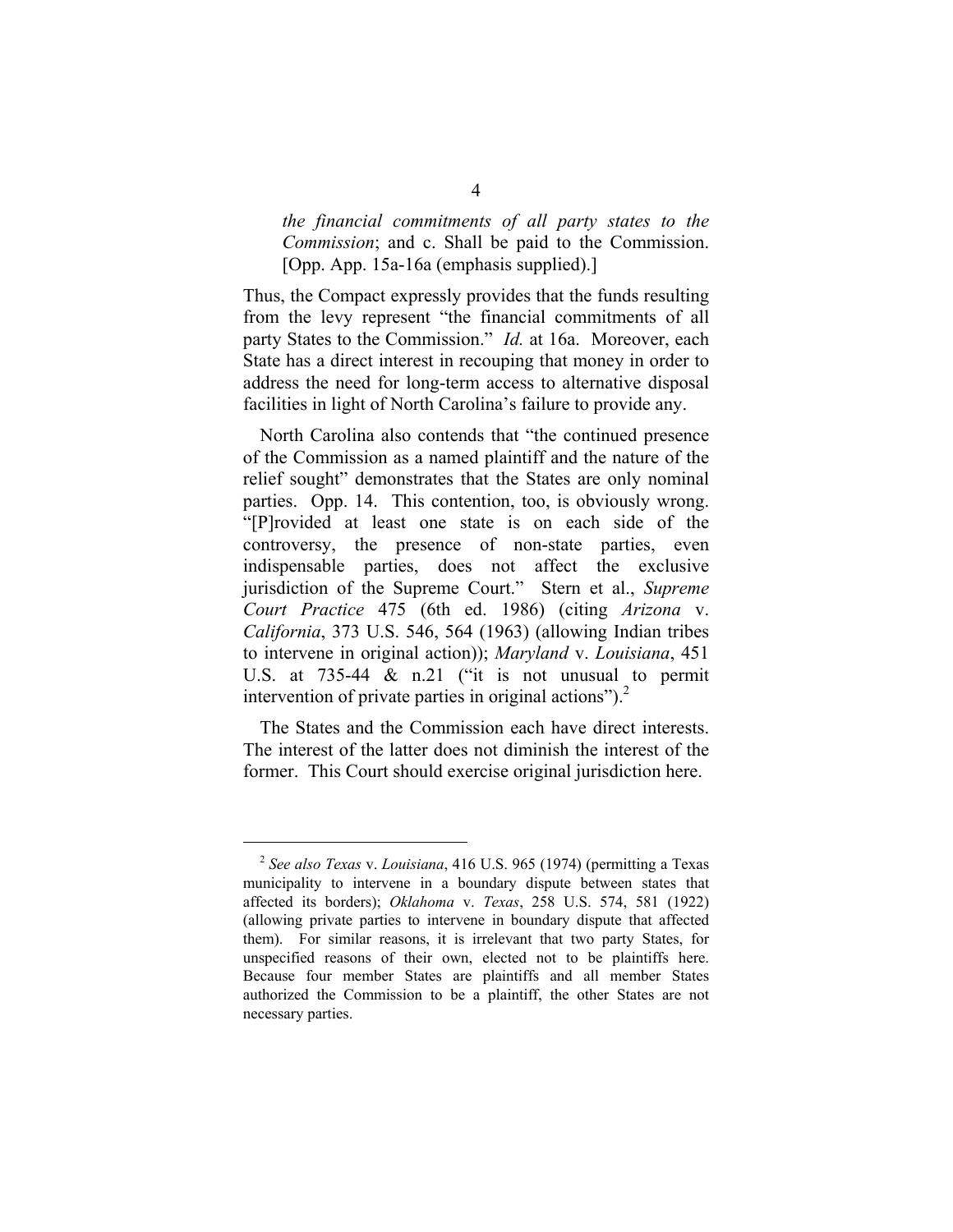> *the financial commitments of all party states to the Commission*; and c. Shall be paid to the Commission. [Opp. App. 15a-16a (emphasis supplied).]

Thus, the Compact expressly provides that the funds resulting from the levy represent "the financial commitments of all party States to the Commission." *Id.* at 16a. Moreover, each State has a direct interest in recouping that money in order to address the need for long-term access to alternative disposal facilities in light of North Carolina's failure to provide any.

North Carolina also contends that "the continued presence of the Commission as a named plaintiff and the nature of the relief sought" demonstrates that the States are only nominal parties. Opp. 14. This contention, too, is obviously wrong. "[P]rovided at least one state is on each side of the controversy, the presence of non-state parties, even indispensable parties, does not affect the exclusive jurisdiction of the Supreme Court." Stern et al., *Supreme Court Practice* 475 (6th ed. 1986) (citing *Arizona* v. *California*, 373 U.S. 546, 564 (1963) (allowing Indian tribes to intervene in original action)); *Maryland* v. *Louisiana*, 451 U.S. at 735-44 & n.21 ("it is not unusual to permit intervention of private parties in original actions").[2]

The States and the Commission each have direct interests. The interest of the latter does not diminish the interest of the former. This Court should exercise original jurisdiction here.

---

[2] *See also Texas* v. *Louisiana*, 416 U.S. 965 (1974) (permitting a Texas municipality to intervene in a boundary dispute between states that affected its borders); *Oklahoma* v. *Texas*, 258 U.S. 574, 581 (1922) (allowing private parties to intervene in boundary dispute that affected them). For similar reasons, it is irrelevant that two party States, for unspecified reasons of their own, elected not to be plaintiffs here. Because four member States are plaintiffs and all member States authorized the Commission to be a plaintiff, the other States are not necessary parties.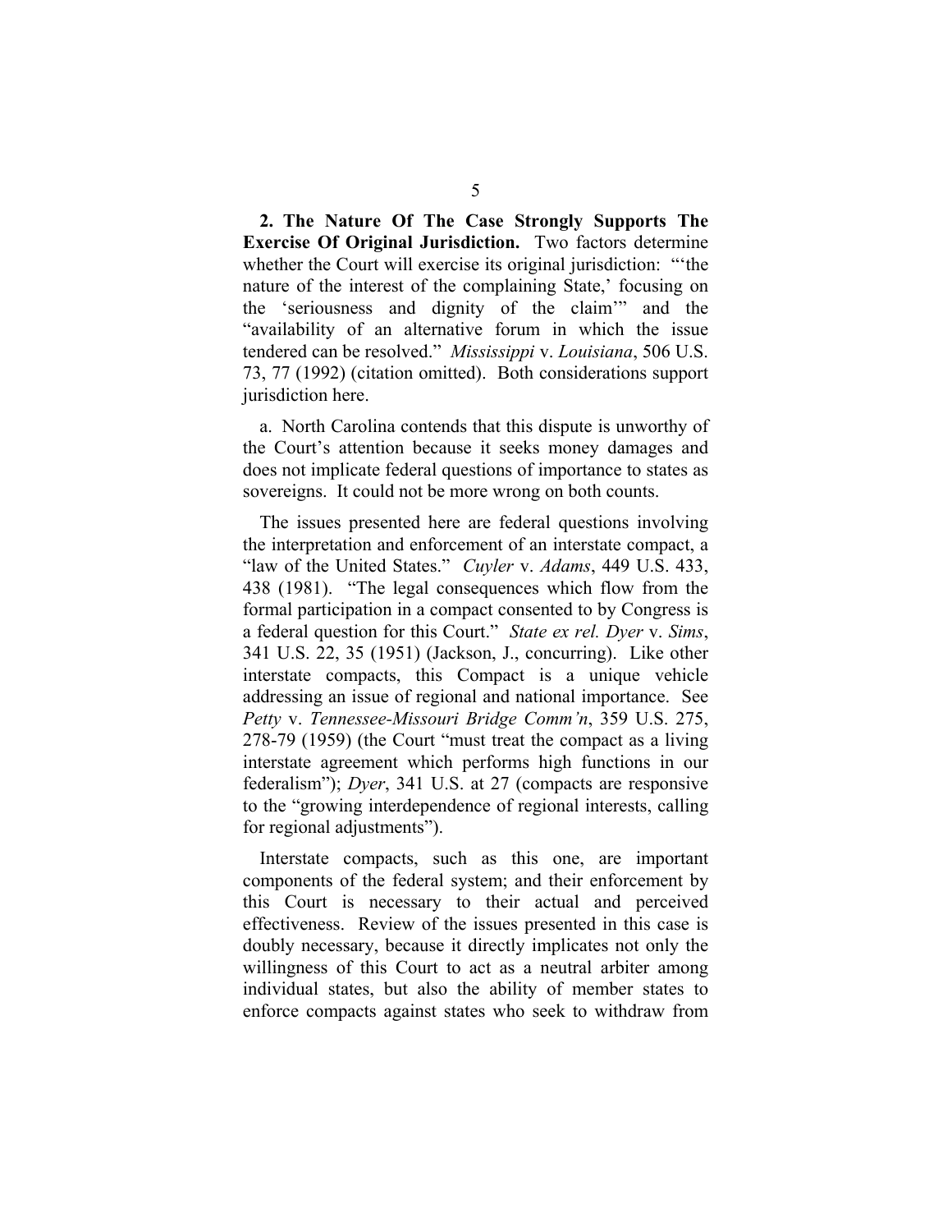**2. The Nature Of The Case Strongly Supports The Exercise Of Original Jurisdiction.** Two factors determine whether the Court will exercise its original jurisdiction: "'the nature of the interest of the complaining State,' focusing on the 'seriousness and dignity of the claim'" and the "availability of an alternative forum in which the issue tendered can be resolved." *Mississippi* v. *Louisiana*, 506 U.S. 73, 77 (1992) (citation omitted). Both considerations support jurisdiction here.

a. North Carolina contends that this dispute is unworthy of the Court's attention because it seeks money damages and does not implicate federal questions of importance to states as sovereigns. It could not be more wrong on both counts.

The issues presented here are federal questions involving the interpretation and enforcement of an interstate compact, a "law of the United States." *Cuyler* v. *Adams*, 449 U.S. 433, 438 (1981). "The legal consequences which flow from the formal participation in a compact consented to by Congress is a federal question for this Court." *State ex rel. Dyer* v. *Sims*, 341 U.S. 22, 35 (1951) (Jackson, J., concurring). Like other interstate compacts, this Compact is a unique vehicle addressing an issue of regional and national importance. See *Petty* v. *Tennessee-Missouri Bridge Comm'n*, 359 U.S. 275, 278-79 (1959) (the Court "must treat the compact as a living interstate agreement which performs high functions in our federalism"); *Dyer*, 341 U.S. at 27 (compacts are responsive to the "growing interdependence of regional interests, calling for regional adjustments").

Interstate compacts, such as this one, are important components of the federal system; and their enforcement by this Court is necessary to their actual and perceived effectiveness. Review of the issues presented in this case is doubly necessary, because it directly implicates not only the willingness of this Court to act as a neutral arbiter among individual states, but also the ability of member states to enforce compacts against states who seek to withdraw from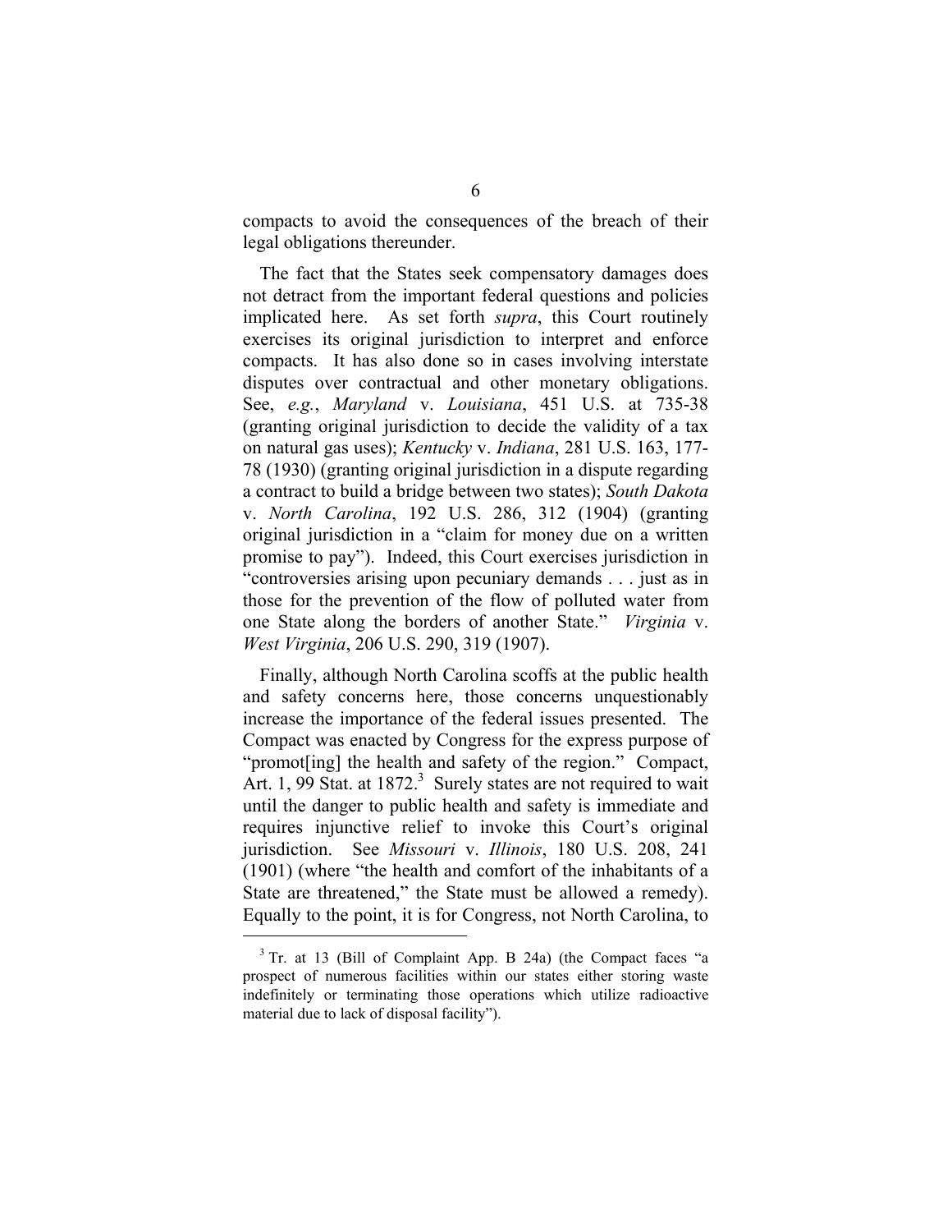compacts to avoid the consequences of the breach of their legal obligations thereunder.

The fact that the States seek compensatory damages does not detract from the important federal questions and policies implicated here. As set forth *supra*, this Court routinely exercises its original jurisdiction to interpret and enforce compacts. It has also done so in cases involving interstate disputes over contractual and other monetary obligations. See, *e.g.*, *Maryland* v. *Louisiana*, 451 U.S. at 735-38 (granting original jurisdiction to decide the validity of a tax on natural gas uses); *Kentucky* v. *Indiana*, 281 U.S. 163, 177-78 (1930) (granting original jurisdiction in a dispute regarding a contract to build a bridge between two states); *South Dakota* v. *North Carolina*, 192 U.S. 286, 312 (1904) (granting original jurisdiction in a "claim for money due on a written promise to pay"). Indeed, this Court exercises jurisdiction in "controversies arising upon pecuniary demands . . . just as in those for the prevention of the flow of polluted water from one State along the borders of another State." *Virginia* v. *West Virginia*, 206 U.S. 290, 319 (1907).

Finally, although North Carolina scoffs at the public health and safety concerns here, those concerns unquestionably increase the importance of the federal issues presented. The Compact was enacted by Congress for the express purpose of "promot[ing] the health and safety of the region." Compact, Art. 1, 99 Stat. at 1872.[3] Surely states are not required to wait until the danger to public health and safety is immediate and requires injunctive relief to invoke this Court's original jurisdiction. See *Missouri* v. *Illinois*, 180 U.S. 208, 241 (1901) (where "the health and comfort of the inhabitants of a State are threatened," the State must be allowed a remedy). Equally to the point, it is for Congress, not North Carolina, to

[3] Tr. at 13 (Bill of Complaint App. B 24a) (the Compact faces "a prospect of numerous facilities within our states either storing waste indefinitely or terminating those operations which utilize radioactive material due to lack of disposal facility").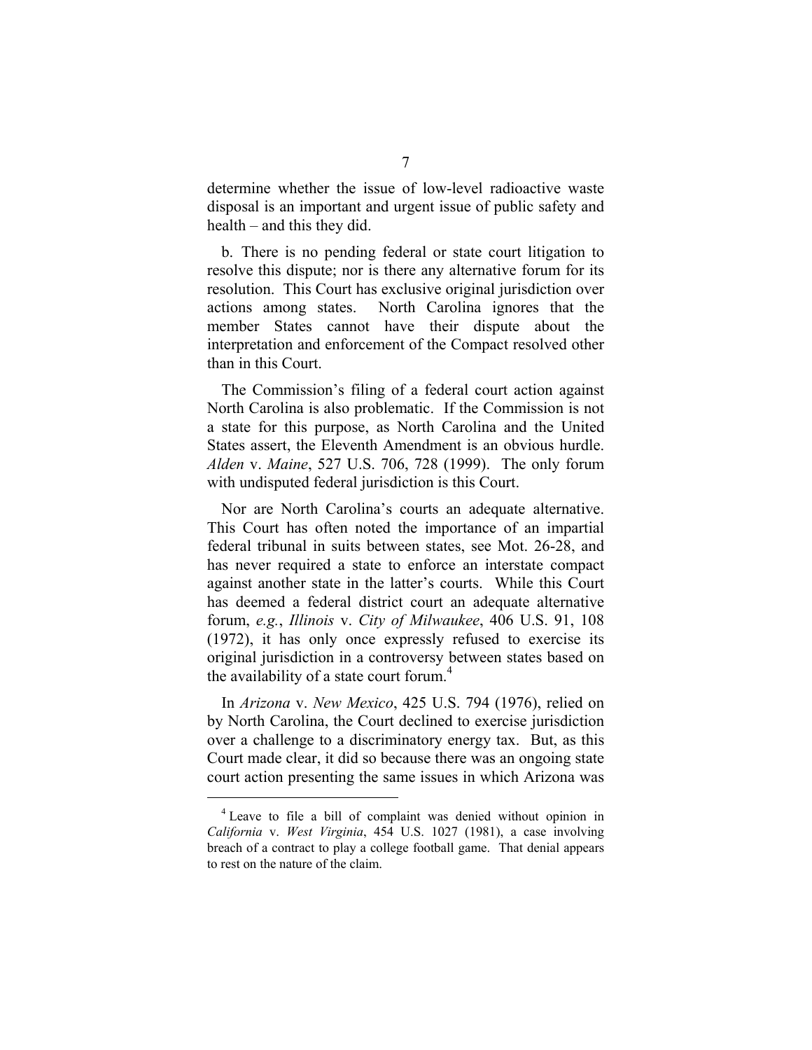determine whether the issue of low-level radioactive waste disposal is an important and urgent issue of public safety and health – and this they did.

b. There is no pending federal or state court litigation to resolve this dispute; nor is there any alternative forum for its resolution. This Court has exclusive original jurisdiction over actions among states. North Carolina ignores that the member States cannot have their dispute about the interpretation and enforcement of the Compact resolved other than in this Court.

The Commission's filing of a federal court action against North Carolina is also problematic. If the Commission is not a state for this purpose, as North Carolina and the United States assert, the Eleventh Amendment is an obvious hurdle. *Alden* v. *Maine*, 527 U.S. 706, 728 (1999). The only forum with undisputed federal jurisdiction is this Court.

Nor are North Carolina's courts an adequate alternative. This Court has often noted the importance of an impartial federal tribunal in suits between states, see Mot. 26-28, and has never required a state to enforce an interstate compact against another state in the latter's courts. While this Court has deemed a federal district court an adequate alternative forum, *e.g.*, *Illinois* v. *City of Milwaukee*, 406 U.S. 91, 108 (1972), it has only once expressly refused to exercise its original jurisdiction in a controversy between states based on the availability of a state court forum.[4]

In *Arizona* v. *New Mexico*, 425 U.S. 794 (1976), relied on by North Carolina, the Court declined to exercise jurisdiction over a challenge to a discriminatory energy tax. But, as this Court made clear, it did so because there was an ongoing state court action presenting the same issues in which Arizona was

---

[4] Leave to file a bill of complaint was denied without opinion in *California* v. *West Virginia*, 454 U.S. 1027 (1981), a case involving breach of a contract to play a college football game. That denial appears to rest on the nature of the claim.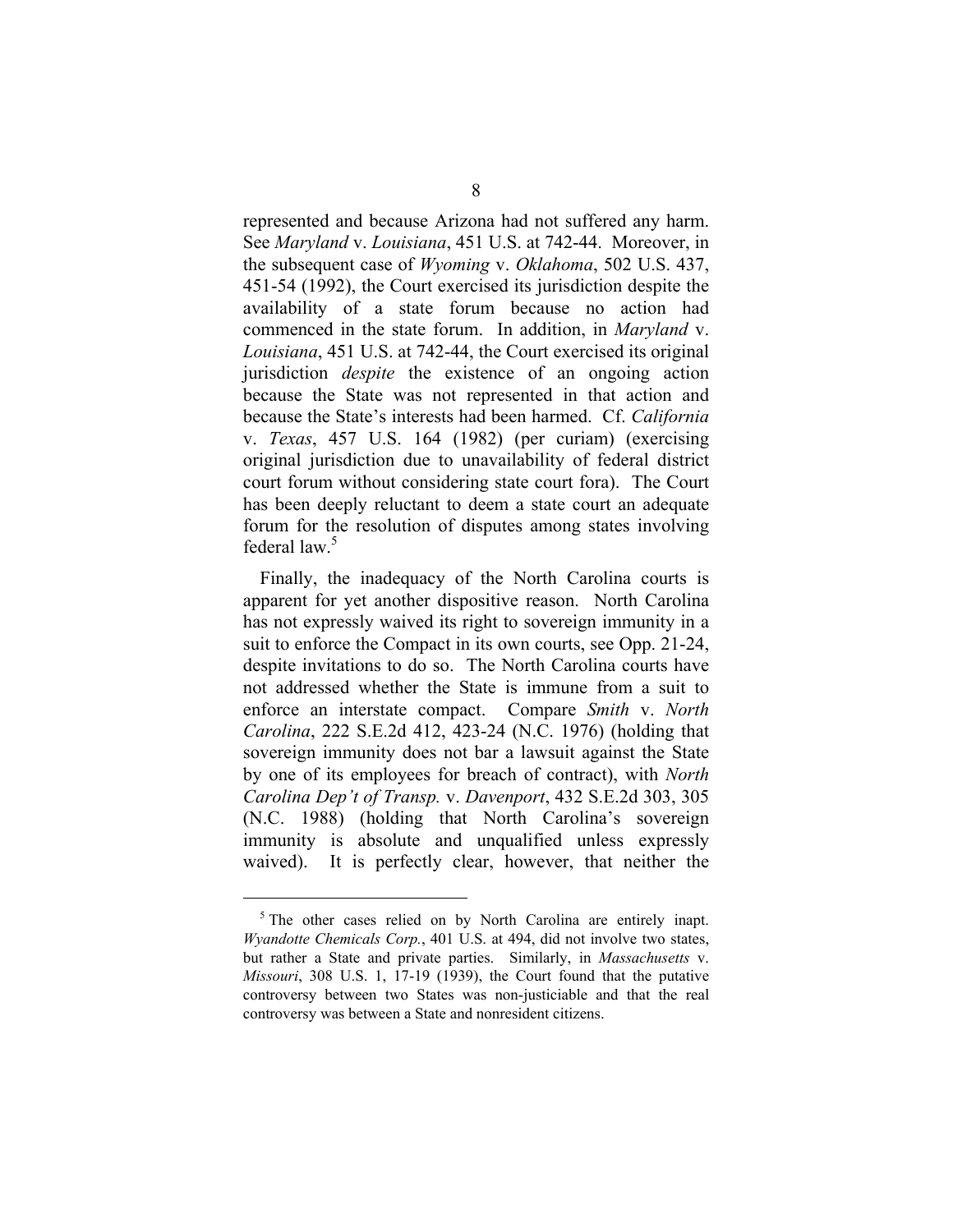represented and because Arizona had not suffered any harm. See *Maryland* v. *Louisiana*, 451 U.S. at 742-44. Moreover, in the subsequent case of *Wyoming* v. *Oklahoma*, 502 U.S. 437, 451-54 (1992), the Court exercised its jurisdiction despite the availability of a state forum because no action had commenced in the state forum. In addition, in *Maryland* v. *Louisiana*, 451 U.S. at 742-44, the Court exercised its original jurisdiction *despite* the existence of an ongoing action because the State was not represented in that action and because the State's interests had been harmed. Cf. *California* v. *Texas*, 457 U.S. 164 (1982) (per curiam) (exercising original jurisdiction due to unavailability of federal district court forum without considering state court fora). The Court has been deeply reluctant to deem a state court an adequate forum for the resolution of disputes among states involving federal law.[5]

Finally, the inadequacy of the North Carolina courts is apparent for yet another dispositive reason. North Carolina has not expressly waived its right to sovereign immunity in a suit to enforce the Compact in its own courts, see Opp. 21-24, despite invitations to do so. The North Carolina courts have not addressed whether the State is immune from a suit to enforce an interstate compact. Compare *Smith* v. *North Carolina*, 222 S.E.2d 412, 423-24 (N.C. 1976) (holding that sovereign immunity does not bar a lawsuit against the State by one of its employees for breach of contract), with *North Carolina Dep't of Transp.* v. *Davenport*, 432 S.E.2d 303, 305 (N.C. 1988) (holding that North Carolina's sovereign immunity is absolute and unqualified unless expressly waived). It is perfectly clear, however, that neither the

[5] The other cases relied on by North Carolina are entirely inapt. *Wyandotte Chemicals Corp.*, 401 U.S. at 494, did not involve two states, but rather a State and private parties. Similarly, in *Massachusetts* v. *Missouri*, 308 U.S. 1, 17-19 (1939), the Court found that the putative controversy between two States was non-justiciable and that the real controversy was between a State and nonresident citizens.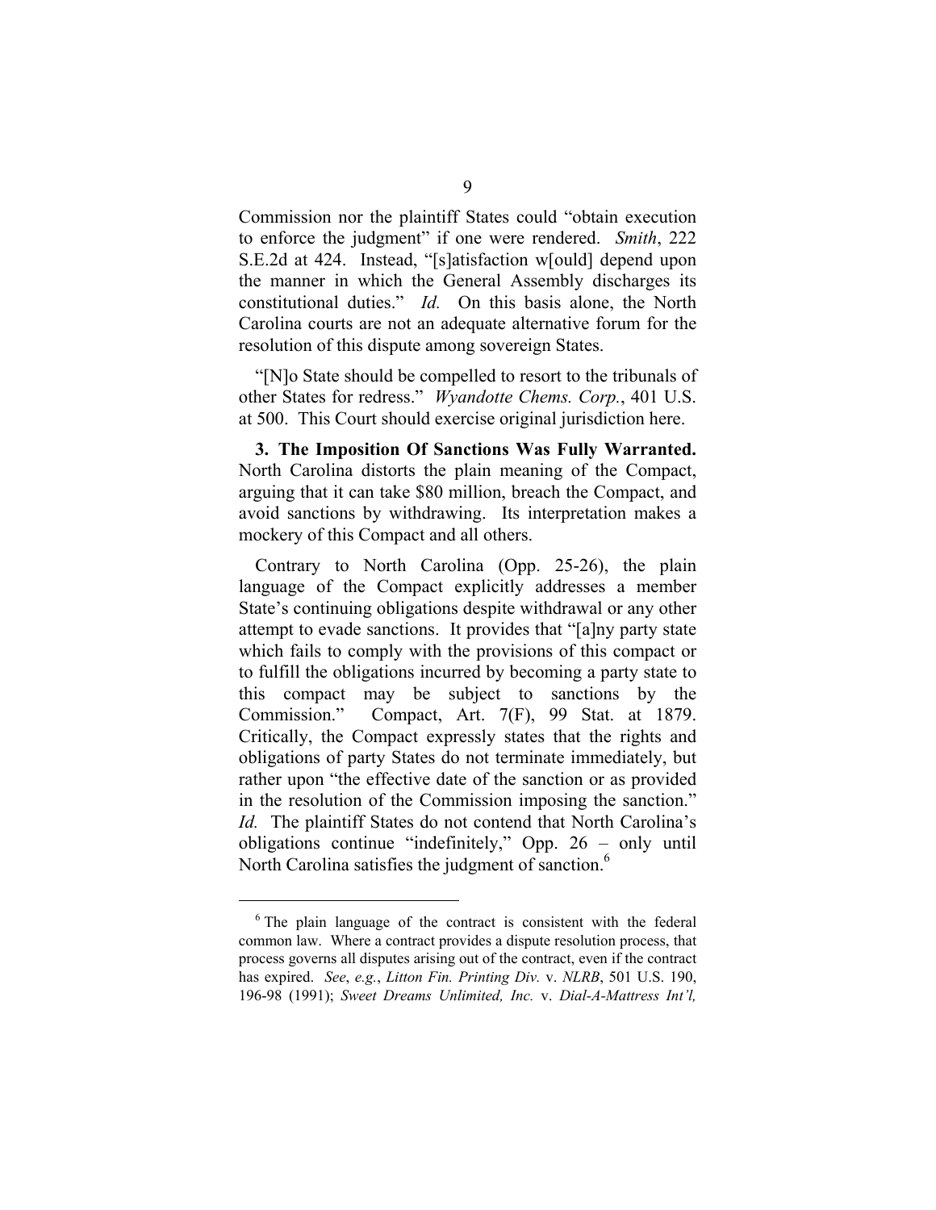Commission nor the plaintiff States could "obtain execution to enforce the judgment" if one were rendered. *Smith*, 222 S.E.2d at 424. Instead, "[s]atisfaction w[ould] depend upon the manner in which the General Assembly discharges its constitutional duties." *Id.* On this basis alone, the North Carolina courts are not an adequate alternative forum for the resolution of this dispute among sovereign States.

"[N]o State should be compelled to resort to the tribunals of other States for redress." *Wyandotte Chems. Corp.*, 401 U.S. at 500. This Court should exercise original jurisdiction here.

**3. The Imposition Of Sanctions Was Fully Warranted.** North Carolina distorts the plain meaning of the Compact, arguing that it can take $80 million, breach the Compact, and avoid sanctions by withdrawing. Its interpretation makes a mockery of this Compact and all others.

Contrary to North Carolina (Opp. 25-26), the plain language of the Compact explicitly addresses a member State's continuing obligations despite withdrawal or any other attempt to evade sanctions. It provides that "[a]ny party state which fails to comply with the provisions of this compact or to fulfill the obligations incurred by becoming a party state to this compact may be subject to sanctions by the Commission." Compact, Art. 7(F), 99 Stat. at 1879. Critically, the Compact expressly states that the rights and obligations of party States do not terminate immediately, but rather upon "the effective date of the sanction or as provided in the resolution of the Commission imposing the sanction." *Id.* The plaintiff States do not contend that North Carolina's obligations continue "indefinitely," Opp. 26 – only until North Carolina satisfies the judgment of sanction.[6]

[6] The plain language of the contract is consistent with the federal common law. Where a contract provides a dispute resolution process, that process governs all disputes arising out of the contract, even if the contract has expired. *See*, *e.g.*, *Litton Fin. Printing Div.* v. *NLRB*, 501 U.S. 190, 196-98 (1991); *Sweet Dreams Unlimited, Inc.* v. *Dial-A-Mattress Int'l,*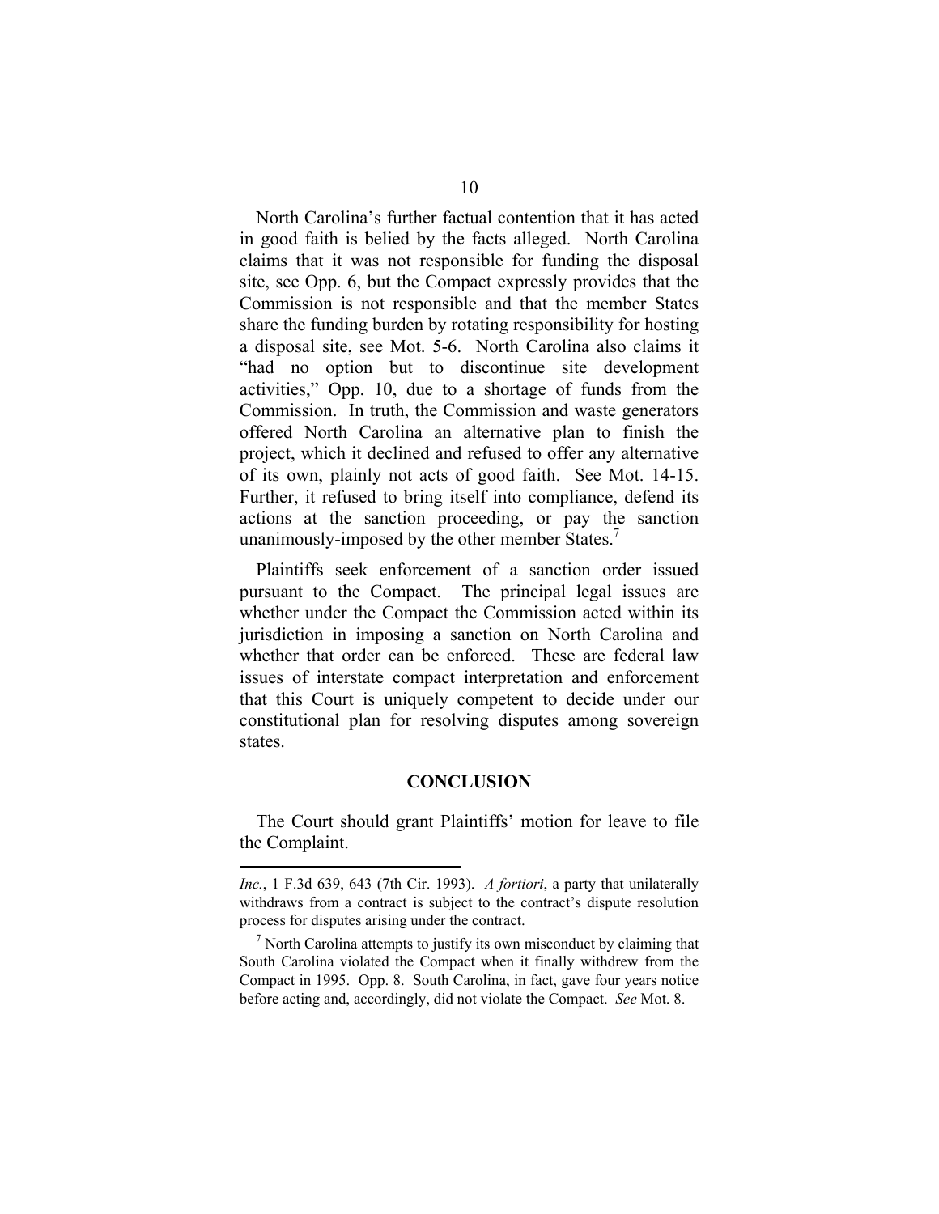North Carolina's further factual contention that it has acted in good faith is belied by the facts alleged. North Carolina claims that it was not responsible for funding the disposal site, see Opp. 6, but the Compact expressly provides that the Commission is not responsible and that the member States share the funding burden by rotating responsibility for hosting a disposal site, see Mot. 5-6. North Carolina also claims it "had no option but to discontinue site development activities," Opp. 10, due to a shortage of funds from the Commission. In truth, the Commission and waste generators offered North Carolina an alternative plan to finish the project, which it declined and refused to offer any alternative of its own, plainly not acts of good faith. See Mot. 14-15. Further, it refused to bring itself into compliance, defend its actions at the sanction proceeding, or pay the sanction unanimously-imposed by the other member States.[7]

Plaintiffs seek enforcement of a sanction order issued pursuant to the Compact. The principal legal issues are whether under the Compact the Commission acted within its jurisdiction in imposing a sanction on North Carolina and whether that order can be enforced. These are federal law issues of interstate compact interpretation and enforcement that this Court is uniquely competent to decide under our constitutional plan for resolving disputes among sovereign states.

## CONCLUSION

The Court should grant Plaintiffs' motion for leave to file the Complaint.

---

*Inc.*, 1 F.3d 639, 643 (7th Cir. 1993). *A fortiori*, a party that unilaterally withdraws from a contract is subject to the contract's dispute resolution process for disputes arising under the contract.

[7] North Carolina attempts to justify its own misconduct by claiming that South Carolina violated the Compact when it finally withdrew from the Compact in 1995. Opp. 8. South Carolina, in fact, gave four years notice before acting and, accordingly, did not violate the Compact. *See* Mot. 8.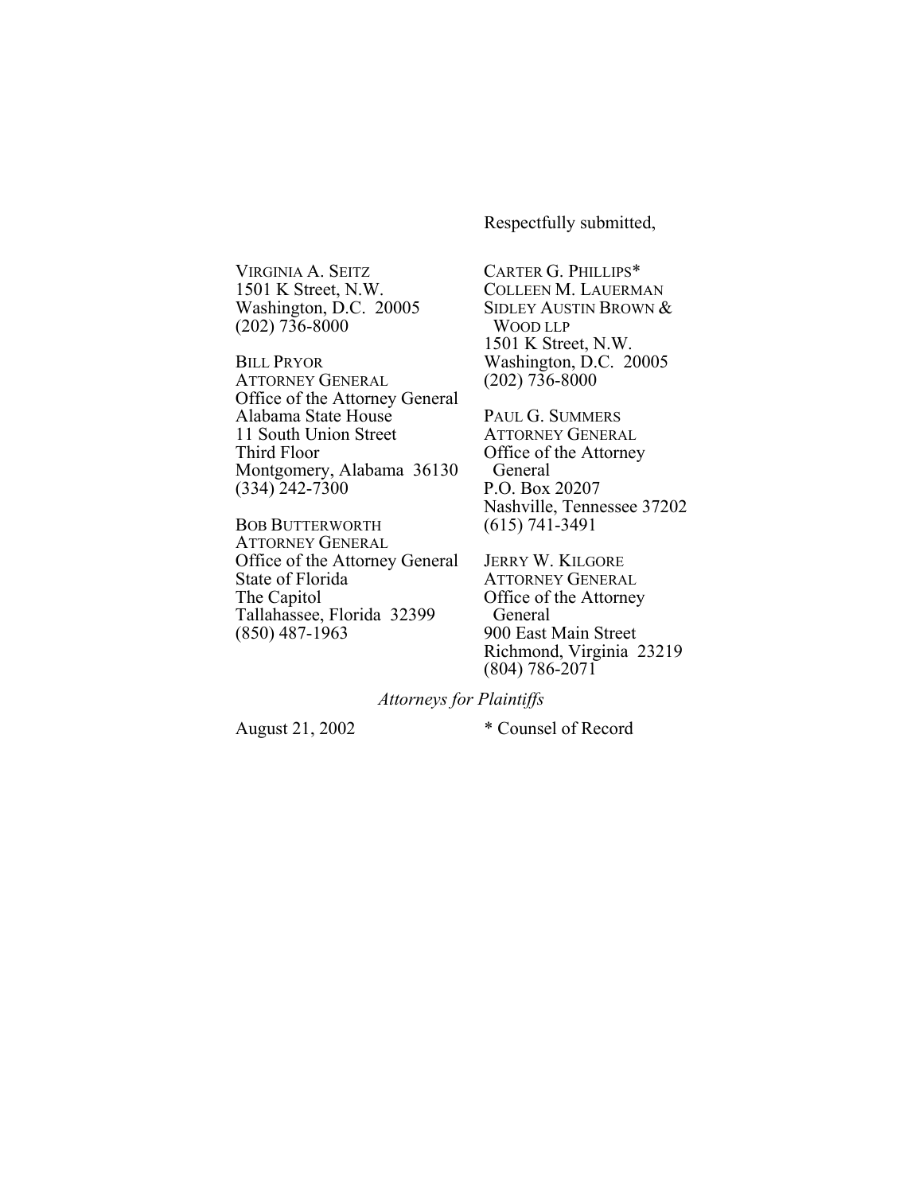Respectfully submitted,

VIRGINIA A. SEITZ
1501 K Street, N.W.
Washington, D.C. 20005
(202) 736-8000

BILL PRYOR
ATTORNEY GENERAL
Office of the Attorney General
Alabama State House
11 South Union Street
Third Floor
Montgomery, Alabama 36130
(334) 242-7300

BOB BUTTERWORTH
ATTORNEY GENERAL
Office of the Attorney General
State of Florida
The Capitol
Tallahassee, Florida 32399
(850) 487-1963

CARTER G. PHILLIPS*
COLLEEN M. LAUERMAN
SIDLEY AUSTIN BROWN & WOOD LLP
1501 K Street, N.W.
Washington, D.C. 20005
(202) 736-8000

PAUL G. SUMMERS
ATTORNEY GENERAL
Office of the Attorney General
P.O. Box 20207
Nashville, Tennessee 37202
(615) 741-3491

JERRY W. KILGORE
ATTORNEY GENERAL
Office of the Attorney General
900 East Main Street
Richmond, Virginia 23219
(804) 786-2071

*Attorneys for Plaintiffs*

August 21, 2002

* Counsel of Record